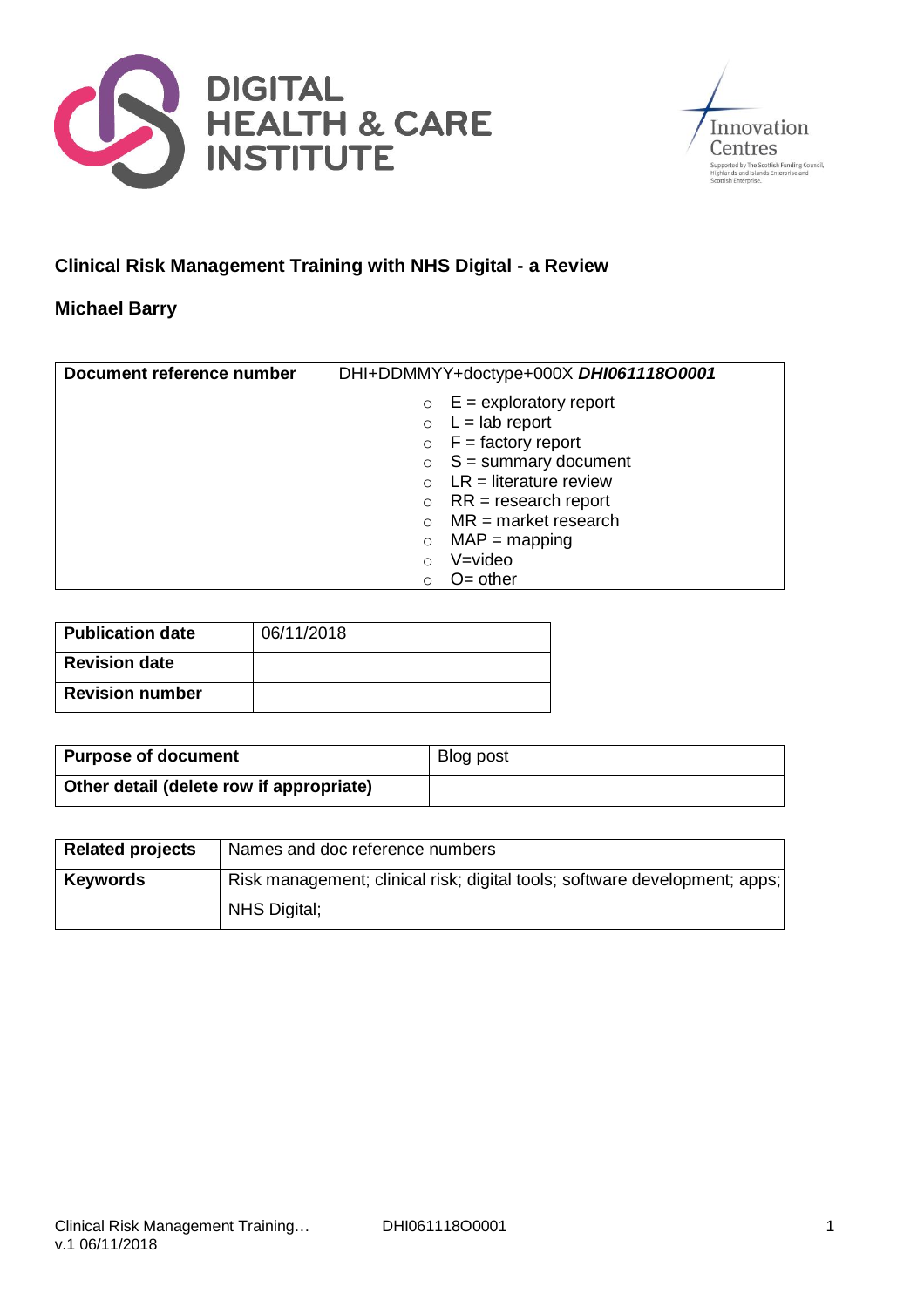DIGITAL HEALTH & CARE INSTITUTE

Innovation Centres

Supported by The Scottish Funding Council, Highlands and Islands Enterprise and Scottish Enterprise.

## Clinical Risk Management Training with NHS Digital - a Review

**Michael Barry**

| **Document reference number** | DHI+DDMMYY+doctype+000X ***DHI061118O0001*** |
|---|---|
| | ○ E = exploratory report<br>○ L = lab report<br>○ F = factory report<br>○ S = summary document<br>○ LR = literature review<br>○ RR = research report<br>○ MR = market research<br>○ MAP = mapping<br>○ V=video<br>○ O= other |

| **Publication date** | 06/11/2018 |
|---|---|
| **Revision date** | |
| **Revision number** | |

| **Purpose of document** | Blog post |
|---|---|
| **Other detail (delete row if appropriate)** | |

| **Related projects** | Names and doc reference numbers |
|---|---|
| **Keywords** | Risk management; clinical risk; digital tools; software development; apps; NHS Digital; |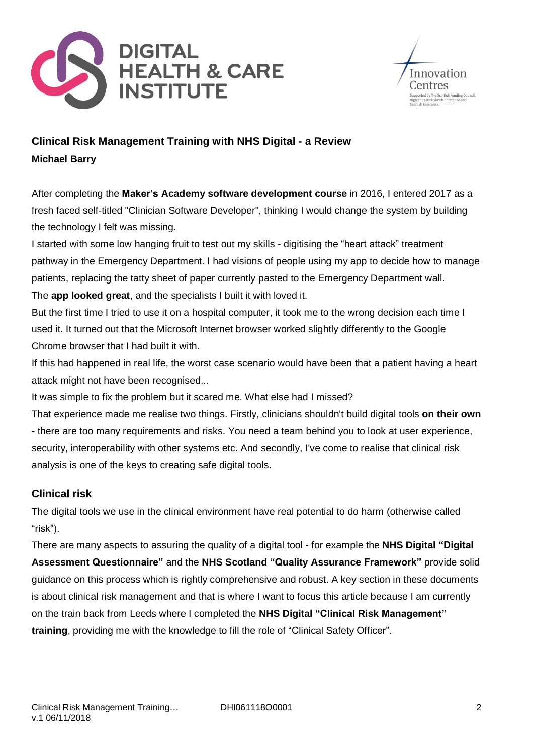## Clinical Risk Management Training with NHS Digital - a Review

**Michael Barry**

After completing the **Maker's Academy software development course** in 2016, I entered 2017 as a fresh faced self-titled "Clinician Software Developer", thinking I would change the system by building the technology I felt was missing.

I started with some low hanging fruit to test out my skills - digitising the "heart attack" treatment pathway in the Emergency Department. I had visions of people using my app to decide how to manage patients, replacing the tatty sheet of paper currently pasted to the Emergency Department wall.

The **app looked great**, and the specialists I built it with loved it.

But the first time I tried to use it on a hospital computer, it took me to the wrong decision each time I used it. It turned out that the Microsoft Internet browser worked slightly differently to the Google Chrome browser that I had built it with.

If this had happened in real life, the worst case scenario would have been that a patient having a heart attack might not have been recognised...

It was simple to fix the problem but it scared me. What else had I missed?

That experience made me realise two things. Firstly, clinicians shouldn't build digital tools **on their own -** there are too many requirements and risks. You need a team behind you to look at user experience, security, interoperability with other systems etc. And secondly, I've come to realise that clinical risk analysis is one of the keys to creating safe digital tools.

### Clinical risk

The digital tools we use in the clinical environment have real potential to do harm (otherwise called "risk").

There are many aspects to assuring the quality of a digital tool - for example the **NHS Digital "Digital Assessment Questionnaire"** and the **NHS Scotland "Quality Assurance Framework"** provide solid guidance on this process which is rightly comprehensive and robust. A key section in these documents is about clinical risk management and that is where I want to focus this article because I am currently on the train back from Leeds where I completed the **NHS Digital "Clinical Risk Management" training**, providing me with the knowledge to fill the role of "Clinical Safety Officer".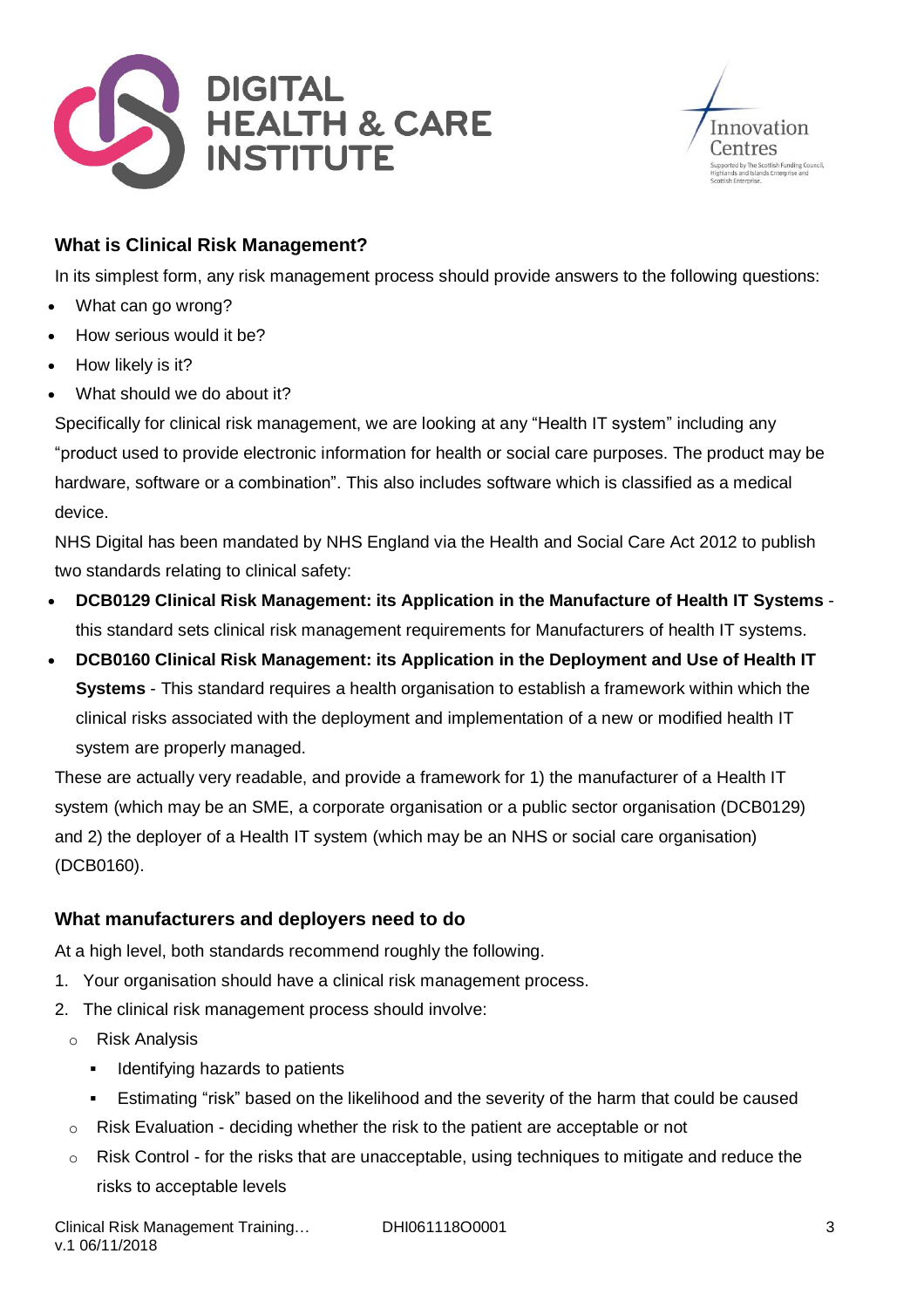## What is Clinical Risk Management?

In its simplest form, any risk management process should provide answers to the following questions:

- What can go wrong?
- How serious would it be?
- How likely is it?
- What should we do about it?

Specifically for clinical risk management, we are looking at any "Health IT system" including any "product used to provide electronic information for health or social care purposes. The product may be hardware, software or a combination". This also includes software which is classified as a medical device.

NHS Digital has been mandated by NHS England via the Health and Social Care Act 2012 to publish two standards relating to clinical safety:

- **DCB0129 Clinical Risk Management: its Application in the Manufacture of Health IT Systems** - this standard sets clinical risk management requirements for Manufacturers of health IT systems.
- **DCB0160 Clinical Risk Management: its Application in the Deployment and Use of Health IT Systems** - This standard requires a health organisation to establish a framework within which the clinical risks associated with the deployment and implementation of a new or modified health IT system are properly managed.

These are actually very readable, and provide a framework for 1) the manufacturer of a Health IT system (which may be an SME, a corporate organisation or a public sector organisation (DCB0129) and 2) the deployer of a Health IT system (which may be an NHS or social care organisation) (DCB0160).

## What manufacturers and deployers need to do

At a high level, both standards recommend roughly the following.

1. Your organisation should have a clinical risk management process.
2. The clinical risk management process should involve:
   - Risk Analysis
     - Identifying hazards to patients
     - Estimating "risk" based on the likelihood and the severity of the harm that could be caused
   - Risk Evaluation - deciding whether the risk to the patient are acceptable or not
   - Risk Control - for the risks that are unacceptable, using techniques to mitigate and reduce the risks to acceptable levels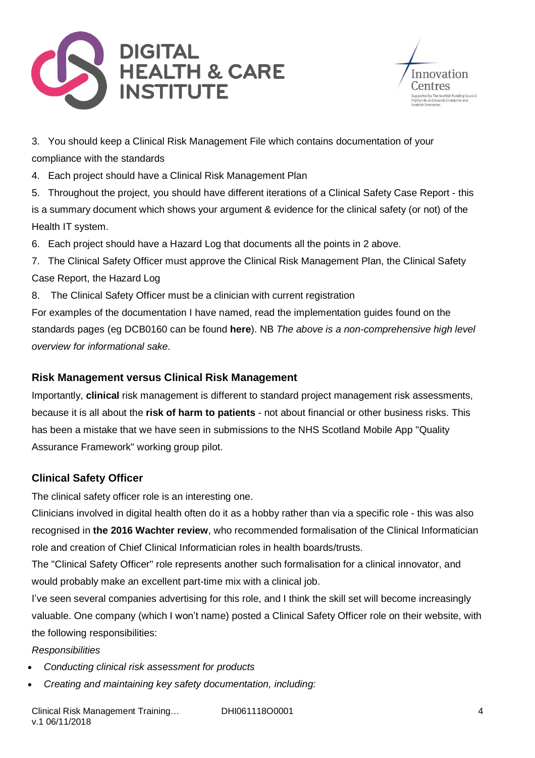3. You should keep a Clinical Risk Management File which contains documentation of your compliance with the standards
4. Each project should have a Clinical Risk Management Plan
5. Throughout the project, you should have different iterations of a Clinical Safety Case Report - this is a summary document which shows your argument & evidence for the clinical safety (or not) of the Health IT system.
6. Each project should have a Hazard Log that documents all the points in 2 above.
7. The Clinical Safety Officer must approve the Clinical Risk Management Plan, the Clinical Safety Case Report, the Hazard Log
8. The Clinical Safety Officer must be a clinician with current registration

For examples of the documentation I have named, read the implementation guides found on the standards pages (eg DCB0160 can be found **here**). NB *The above is a non-comprehensive high level overview for informational sake.*

### Risk Management versus Clinical Risk Management

Importantly, **clinical** risk management is different to standard project management risk assessments, because it is all about the **risk of harm to patients** - not about financial or other business risks. This has been a mistake that we have seen in submissions to the NHS Scotland Mobile App "Quality Assurance Framework" working group pilot.

### Clinical Safety Officer

The clinical safety officer role is an interesting one.

Clinicians involved in digital health often do it as a hobby rather than via a specific role - this was also recognised in **the 2016 Wachter review**, who recommended formalisation of the Clinical Informatician role and creation of Chief Clinical Informatician roles in health boards/trusts.

The "Clinical Safety Officer" role represents another such formalisation for a clinical innovator, and would probably make an excellent part-time mix with a clinical job.

I've seen several companies advertising for this role, and I think the skill set will become increasingly valuable. One company (which I won't name) posted a Clinical Safety Officer role on their website, with the following responsibilities:

*Responsibilities*

- *Conducting clinical risk assessment for products*
- *Creating and maintaining key safety documentation, including:*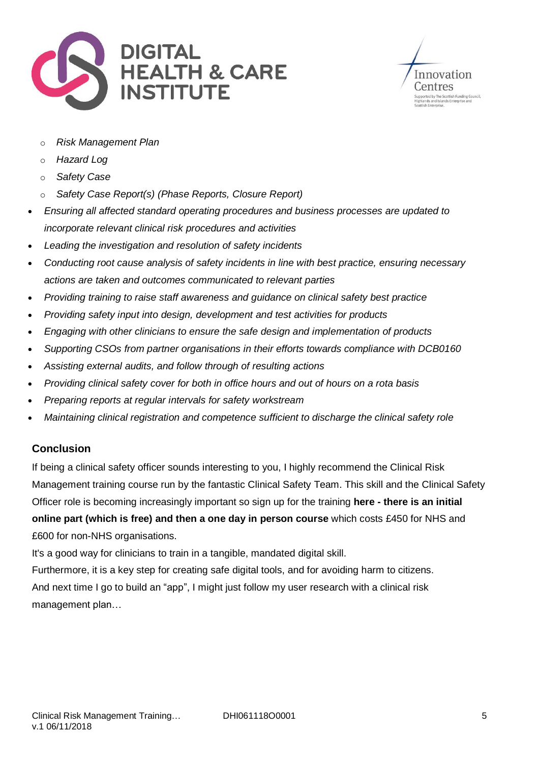- *Risk Management Plan*
  - *Hazard Log*
  - *Safety Case*
  - *Safety Case Report(s) (Phase Reports, Closure Report)*
- *Ensuring all affected standard operating procedures and business processes are updated to incorporate relevant clinical risk procedures and activities*
- *Leading the investigation and resolution of safety incidents*
- *Conducting root cause analysis of safety incidents in line with best practice, ensuring necessary actions are taken and outcomes communicated to relevant parties*
- *Providing training to raise staff awareness and guidance on clinical safety best practice*
- *Providing safety input into design, development and test activities for products*
- *Engaging with other clinicians to ensure the safe design and implementation of products*
- *Supporting CSOs from partner organisations in their efforts towards compliance with DCB0160*
- *Assisting external audits, and follow through of resulting actions*
- *Providing clinical safety cover for both in office hours and out of hours on a rota basis*
- *Preparing reports at regular intervals for safety workstream*
- *Maintaining clinical registration and competence sufficient to discharge the clinical safety role*

### Conclusion

If being a clinical safety officer sounds interesting to you, I highly recommend the Clinical Risk Management training course run by the fantastic Clinical Safety Team. This skill and the Clinical Safety Officer role is becoming increasingly important so sign up for the training **here - there is an initial online part (which is free) and then a one day in person course** which costs £450 for NHS and £600 for non-NHS organisations.

It's a good way for clinicians to train in a tangible, mandated digital skill.

Furthermore, it is a key step for creating safe digital tools, and for avoiding harm to citizens.

And next time I go to build an "app", I might just follow my user research with a clinical risk management plan…